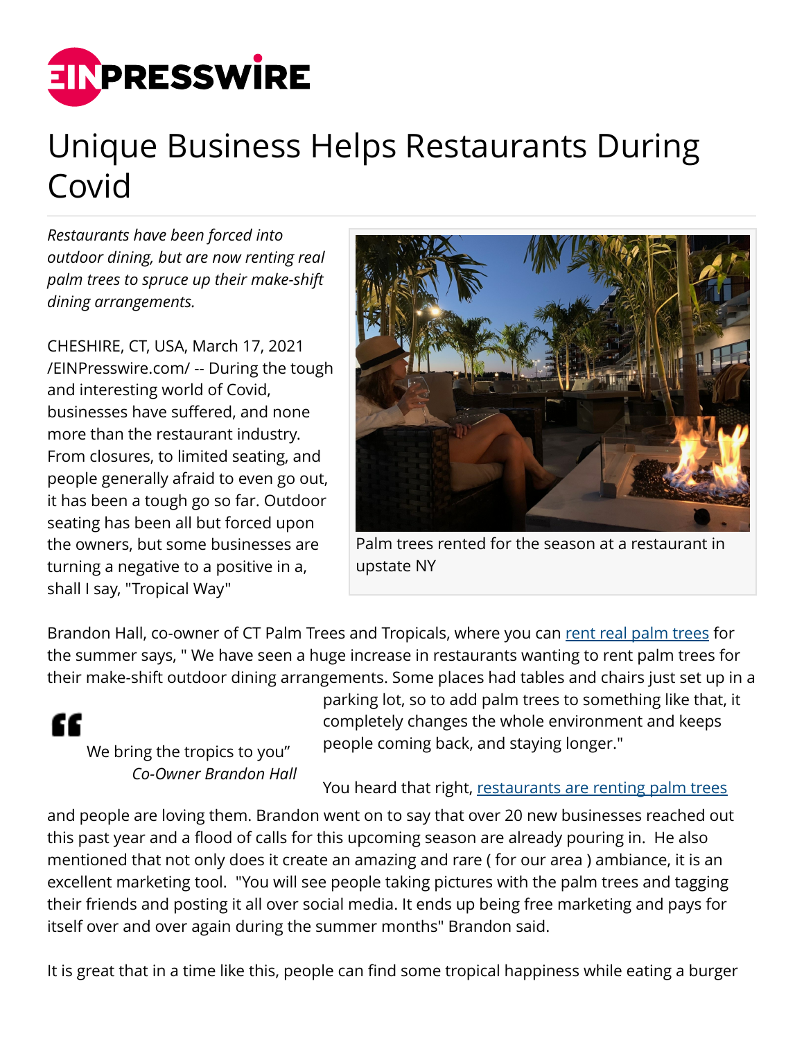# Unique Business Helps Restaurants During Covid

*Restaurants have been forced into outdoor dining, but are now renting real palm trees to spruce up their make-shift dining arrangements.*

CHESHIRE, CT, USA, March 17, 2021 /EINPresswire.com/ -- During the tough and interesting world of Covid, businesses have suffered, and none more than the restaurant industry. From closures, to limited seating, and people generally afraid to even go out, it has been a tough go so far. Outdoor seating has been all but forced upon the owners, but some businesses are turning a negative to a positive in a, shall I say, "Tropical Way"

Palm trees rented for the season at a restaurant in upstate NY

Brandon Hall, co-owner of CT Palm Trees and Tropicals, where you can [rent real palm trees](#) for the summer says, " We have seen a huge increase in restaurants wanting to rent palm trees for their make-shift outdoor dining arrangements. Some places had tables and chairs just set up in a parking lot, so to add palm trees to something like that, it completely changes the whole environment and keeps people coming back, and staying longer."

> We bring the tropics to you"
>
> *Co-Owner Brandon Hall*

You heard that right, [restaurants are renting palm trees](#) and people are loving them. Brandon went on to say that over 20 new businesses reached out this past year and a flood of calls for this upcoming season are already pouring in. He also mentioned that not only does it create an amazing and rare ( for our area ) ambiance, it is an excellent marketing tool. "You will see people taking pictures with the palm trees and tagging their friends and posting it all over social media. It ends up being free marketing and pays for itself over and over again during the summer months" Brandon said.

It is great that in a time like this, people can find some tropical happiness while eating a burger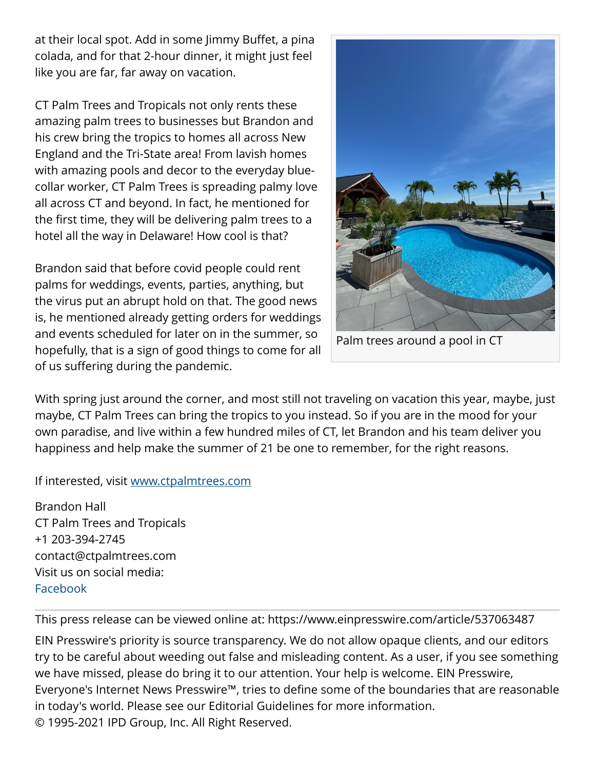at their local spot. Add in some Jimmy Buffet, a pina colada, and for that 2-hour dinner, it might just feel like you are far, far away on vacation.

CT Palm Trees and Tropicals not only rents these amazing palm trees to businesses but Brandon and his crew bring the tropics to homes all across New England and the Tri-State area! From lavish homes with amazing pools and decor to the everyday blue-collar worker, CT Palm Trees is spreading palmy love all across CT and beyond. In fact, he mentioned for the first time, they will be delivering palm trees to a hotel all the way in Delaware! How cool is that?

Brandon said that before covid people could rent palms for weddings, events, parties, anything, but the virus put an abrupt hold on that. The good news is, he mentioned already getting orders for weddings and events scheduled for later on in the summer, so hopefully, that is a sign of good things to come for all of us suffering during the pandemic.

Palm trees around a pool in CT

With spring just around the corner, and most still not traveling on vacation this year, maybe, just maybe, CT Palm Trees can bring the tropics to you instead. So if you are in the mood for your own paradise, and live within a few hundred miles of CT, let Brandon and his team deliver you happiness and help make the summer of 21 be one to remember, for the right reasons.

If interested, visit [www.ctpalmtrees.com](http://www.ctpalmtrees.com)

Brandon Hall
CT Palm Trees and Tropicals
+1 203-394-2745
contact@ctpalmtrees.com
Visit us on social media:
Facebook

---

This press release can be viewed online at: https://www.einpresswire.com/article/537063487

EIN Presswire's priority is source transparency. We do not allow opaque clients, and our editors try to be careful about weeding out false and misleading content. As a user, if you see something we have missed, please do bring it to our attention. Your help is welcome. EIN Presswire, Everyone's Internet News Presswire™, tries to define some of the boundaries that are reasonable in today's world. Please see our Editorial Guidelines for more information.
© 1995-2021 IPD Group, Inc. All Right Reserved.